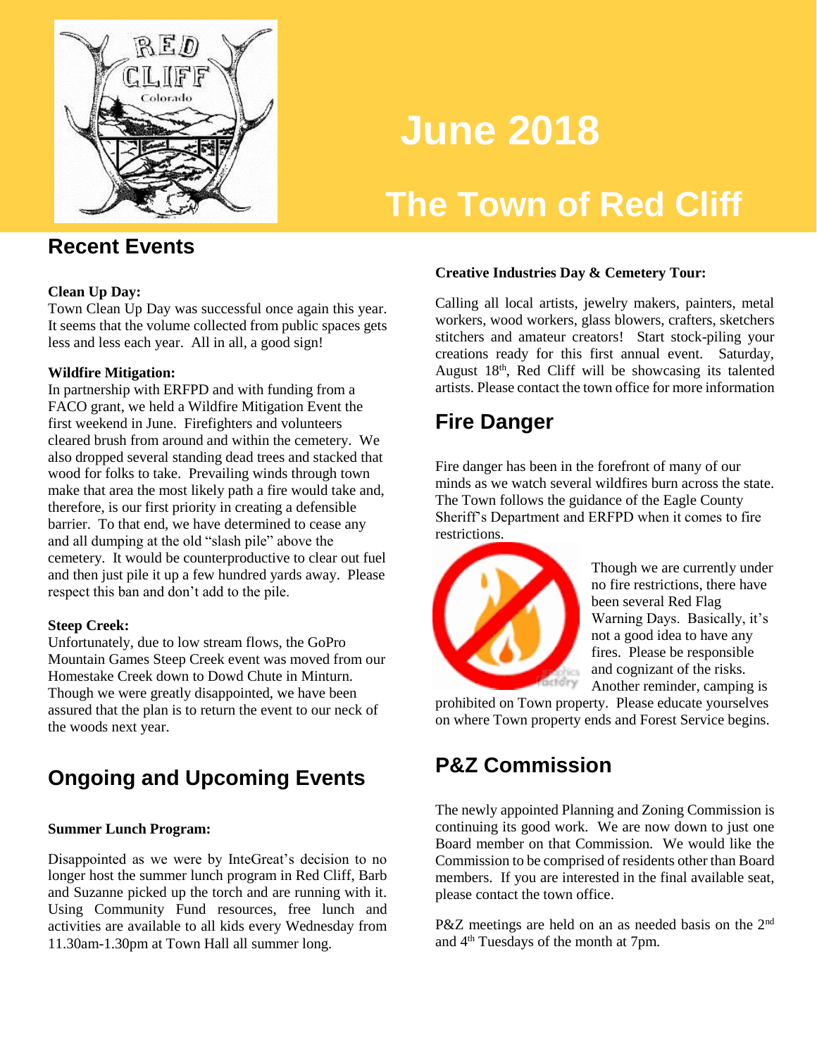# June 2018

# The Town of Red Cliff

## Recent Events

**Clean Up Day:**
Town Clean Up Day was successful once again this year. It seems that the volume collected from public spaces gets less and less each year. All in all, a good sign!

**Wildfire Mitigation:**
In partnership with ERFPD and with funding from a FACO grant, we held a Wildfire Mitigation Event the first weekend in June. Firefighters and volunteers cleared brush from around and within the cemetery. We also dropped several standing dead trees and stacked that wood for folks to take. Prevailing winds through town make that area the most likely path a fire would take and, therefore, is our first priority in creating a defensible barrier. To that end, we have determined to cease any and all dumping at the old "slash pile" above the cemetery. It would be counterproductive to clear out fuel and then just pile it up a few hundred yards away. Please respect this ban and don't add to the pile.

**Steep Creek:**
Unfortunately, due to low stream flows, the GoPro Mountain Games Steep Creek event was moved from our Homestake Creek down to Dowd Chute in Minturn. Though we were greatly disappointed, we have been assured that the plan is to return the event to our neck of the woods next year.

## Ongoing and Upcoming Events

**Summer Lunch Program:**

Disappointed as we were by InteGreat's decision to no longer host the summer lunch program in Red Cliff, Barb and Suzanne picked up the torch and are running with it. Using Community Fund resources, free lunch and activities are available to all kids every Wednesday from 11.30am-1.30pm at Town Hall all summer long.

**Creative Industries Day & Cemetery Tour:**

Calling all local artists, jewelry makers, painters, metal workers, wood workers, glass blowers, crafters, sketchers stitchers and amateur creators! Start stock-piling your creations ready for this first annual event. Saturday, August 18th, Red Cliff will be showcasing its talented artists. Please contact the town office for more information

## Fire Danger

Fire danger has been in the forefront of many of our minds as we watch several wildfires burn across the state. The Town follows the guidance of the Eagle County Sheriff's Department and ERFPD when it comes to fire restrictions.

Though we are currently under no fire restrictions, there have been several Red Flag Warning Days. Basically, it's not a good idea to have any fires. Please be responsible and cognizant of the risks. Another reminder, camping is prohibited on Town property. Please educate yourselves on where Town property ends and Forest Service begins.

## P&Z Commission

The newly appointed Planning and Zoning Commission is continuing its good work. We are now down to just one Board member on that Commission. We would like the Commission to be comprised of residents other than Board members. If you are interested in the final available seat, please contact the town office.

P&Z meetings are held on an as needed basis on the 2nd and 4th Tuesdays of the month at 7pm.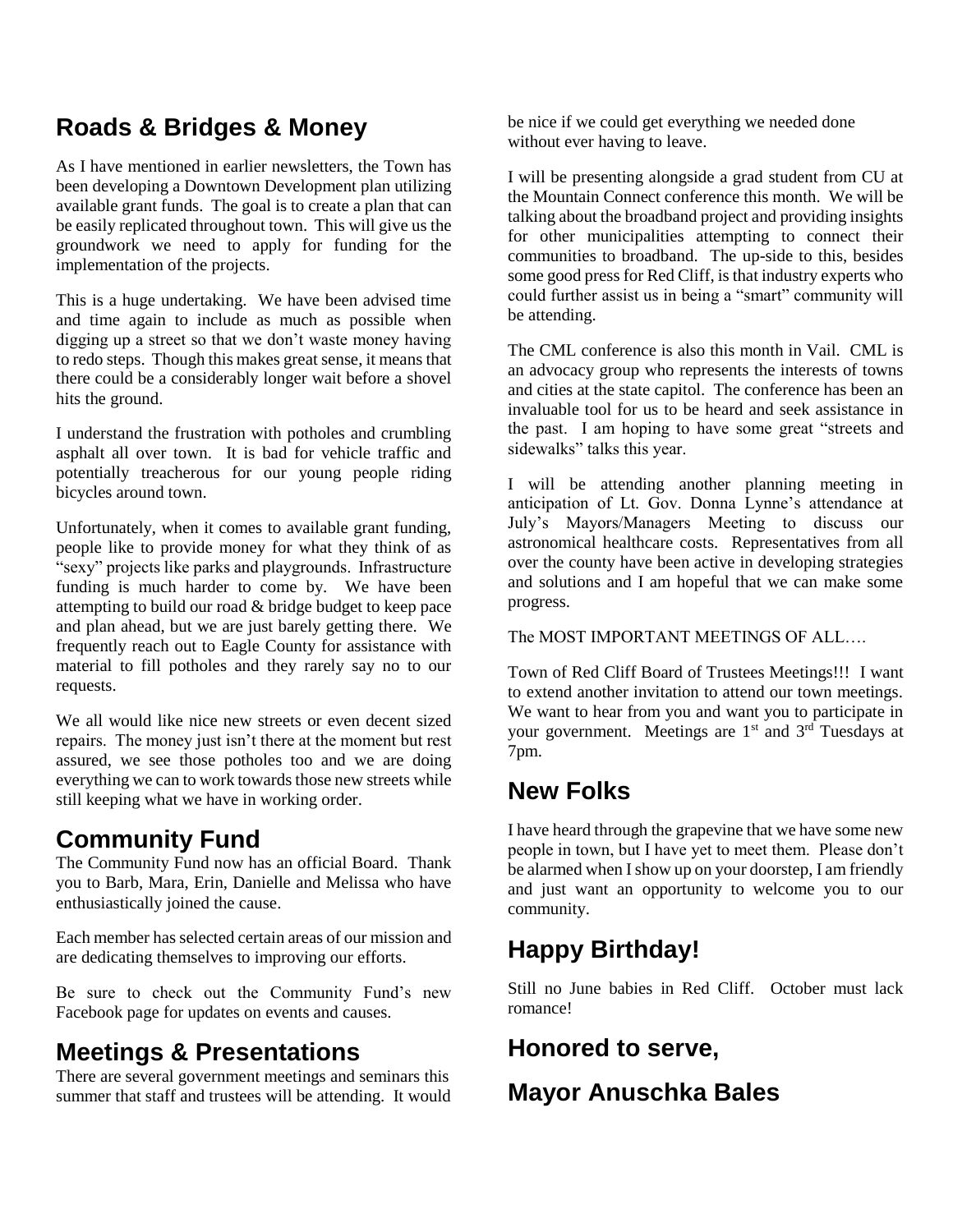## Roads & Bridges & Money

As I have mentioned in earlier newsletters, the Town has been developing a Downtown Development plan utilizing available grant funds. The goal is to create a plan that can be easily replicated throughout town. This will give us the groundwork we need to apply for funding for the implementation of the projects.

This is a huge undertaking. We have been advised time and time again to include as much as possible when digging up a street so that we don't waste money having to redo steps. Though this makes great sense, it means that there could be a considerably longer wait before a shovel hits the ground.

I understand the frustration with potholes and crumbling asphalt all over town. It is bad for vehicle traffic and potentially treacherous for our young people riding bicycles around town.

Unfortunately, when it comes to available grant funding, people like to provide money for what they think of as "sexy" projects like parks and playgrounds. Infrastructure funding is much harder to come by. We have been attempting to build our road & bridge budget to keep pace and plan ahead, but we are just barely getting there. We frequently reach out to Eagle County for assistance with material to fill potholes and they rarely say no to our requests.

We all would like nice new streets or even decent sized repairs. The money just isn't there at the moment but rest assured, we see those potholes too and we are doing everything we can to work towards those new streets while still keeping what we have in working order.

## Community Fund

The Community Fund now has an official Board. Thank you to Barb, Mara, Erin, Danielle and Melissa who have enthusiastically joined the cause.

Each member has selected certain areas of our mission and are dedicating themselves to improving our efforts.

Be sure to check out the Community Fund's new Facebook page for updates on events and causes.

## Meetings & Presentations

There are several government meetings and seminars this summer that staff and trustees will be attending. It would be nice if we could get everything we needed done without ever having to leave.

I will be presenting alongside a grad student from CU at the Mountain Connect conference this month. We will be talking about the broadband project and providing insights for other municipalities attempting to connect their communities to broadband. The up-side to this, besides some good press for Red Cliff, is that industry experts who could further assist us in being a "smart" community will be attending.

The CML conference is also this month in Vail. CML is an advocacy group who represents the interests of towns and cities at the state capitol. The conference has been an invaluable tool for us to be heard and seek assistance in the past. I am hoping to have some great "streets and sidewalks" talks this year.

I will be attending another planning meeting in anticipation of Lt. Gov. Donna Lynne's attendance at July's Mayors/Managers Meeting to discuss our astronomical healthcare costs. Representatives from all over the county have been active in developing strategies and solutions and I am hopeful that we can make some progress.

The MOST IMPORTANT MEETINGS OF ALL….

Town of Red Cliff Board of Trustees Meetings!!! I want to extend another invitation to attend our town meetings. We want to hear from you and want you to participate in your government. Meetings are 1st and 3rd Tuesdays at 7pm.

## New Folks

I have heard through the grapevine that we have some new people in town, but I have yet to meet them. Please don't be alarmed when I show up on your doorstep, I am friendly and just want an opportunity to welcome you to our community.

## Happy Birthday!

Still no June babies in Red Cliff. October must lack romance!

## Honored to serve,

## Mayor Anuschka Bales